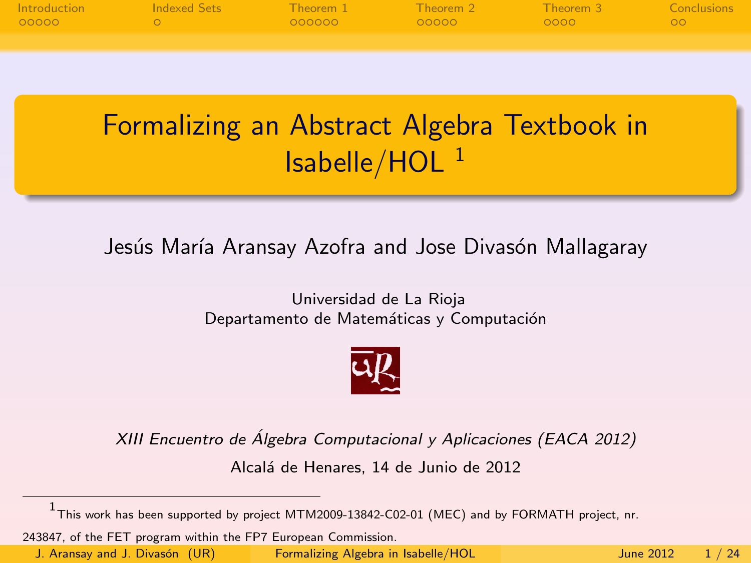# Formalizing an Abstract Algebra Textbook in Isabelle/HOL [1]

Jesús María Aransay Azofra and Jose Divasón Mallagaray

Universidad de La Rioja
Departamento de Matemáticas y Computación

*XIII Encuentro de Álgebra Computacional y Aplicaciones (EACA 2012)*

Alcalá de Henares, 14 de Junio de 2012

[1] This work has been supported by project MTM2009-13842-C02-01 (MEC) and by FORMATH project, nr. 243847, of the FET program within the FP7 European Commission.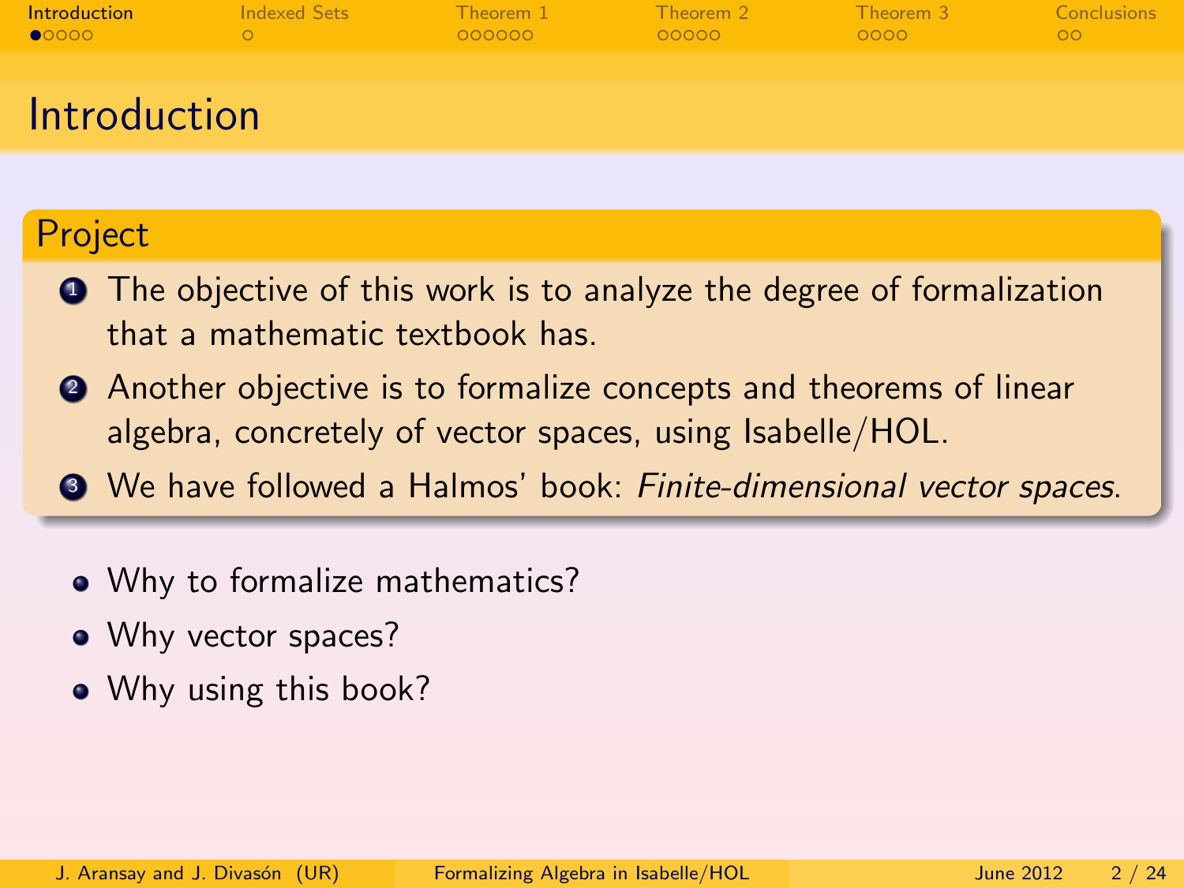# Introduction

## Project

1. The objective of this work is to analyze the degree of formalization that a mathematic textbook has.
2. Another objective is to formalize concepts and theorems of linear algebra, concretely of vector spaces, using Isabelle/HOL.
3. We have followed a Halmos' book: *Finite-dimensional vector spaces*.

- Why to formalize mathematics?
- Why vector spaces?
- Why using this book?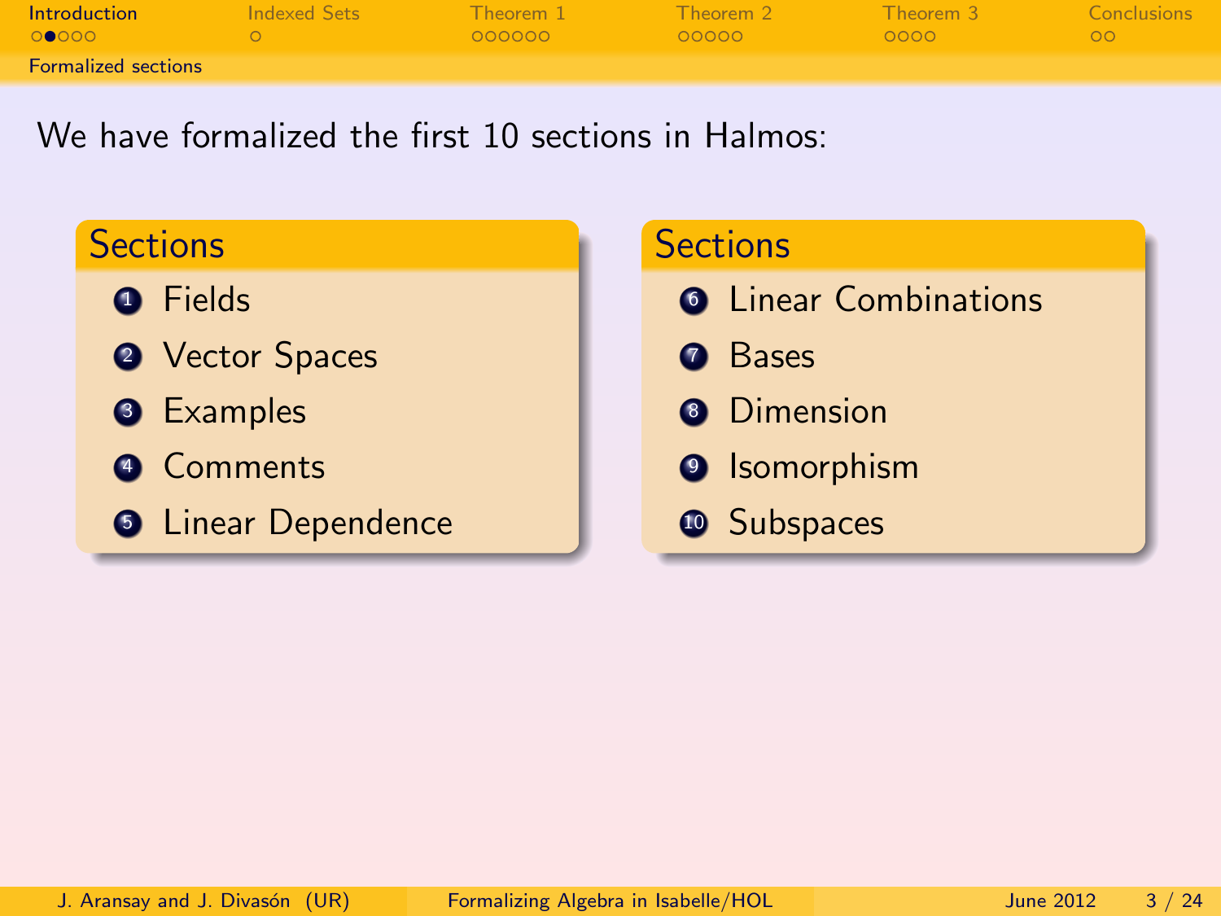## Formalized sections

We have formalized the first 10 sections in Halmos:

### Sections

1. Fields
2. Vector Spaces
3. Examples
4. Comments
5. Linear Dependence

### Sections

6. Linear Combinations
7. Bases
8. Dimension
9. Isomorphism
10. Subspaces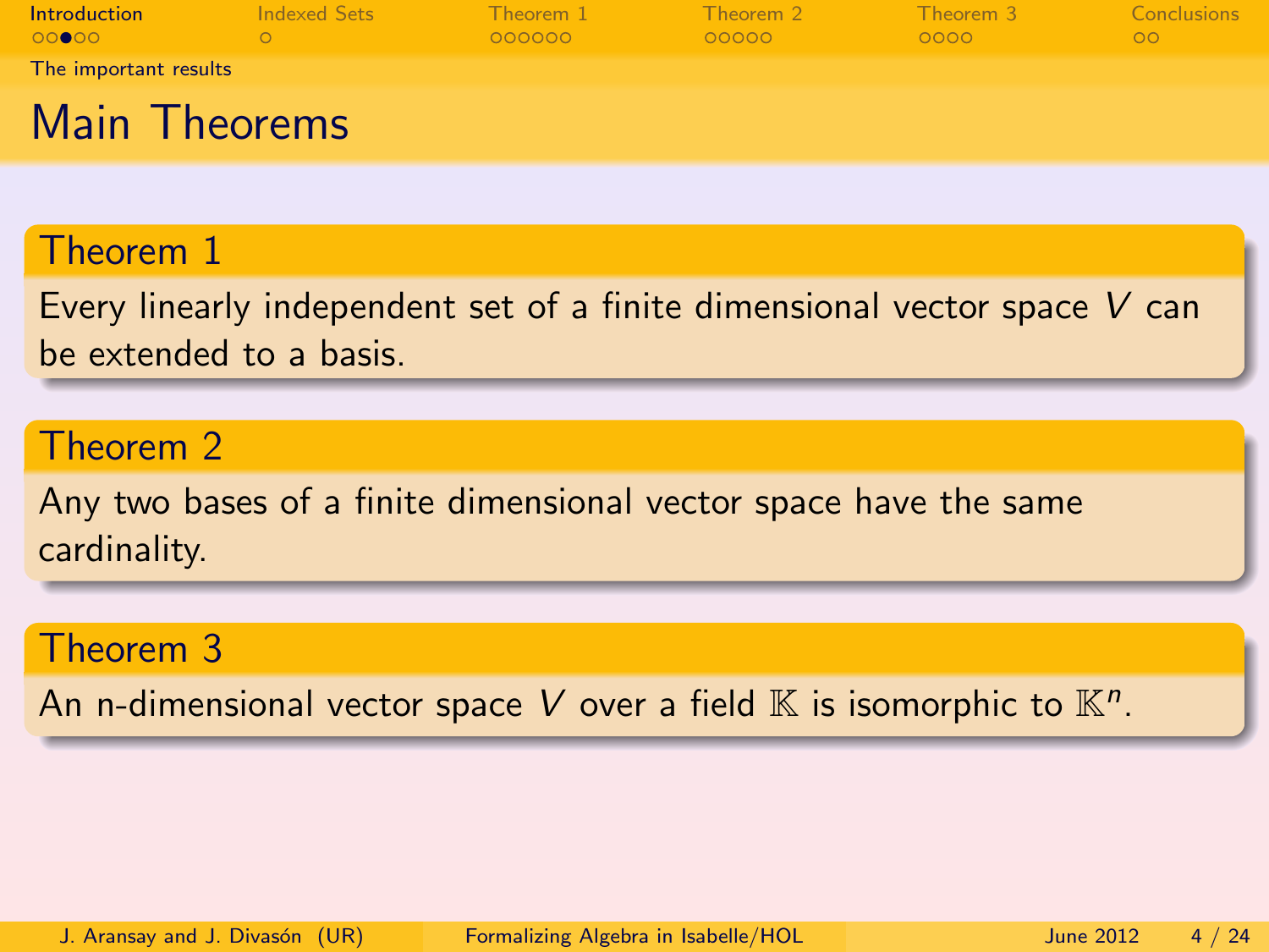# Main Theorems

### Theorem 1

Every linearly independent set of a finite dimensional vector space $V$ can be extended to a basis.

### Theorem 2

Any two bases of a finite dimensional vector space have the same cardinality.

### Theorem 3

An n-dimensional vector space $V$ over a field $\mathbb{K}$ is isomorphic to $\mathbb{K}^n$.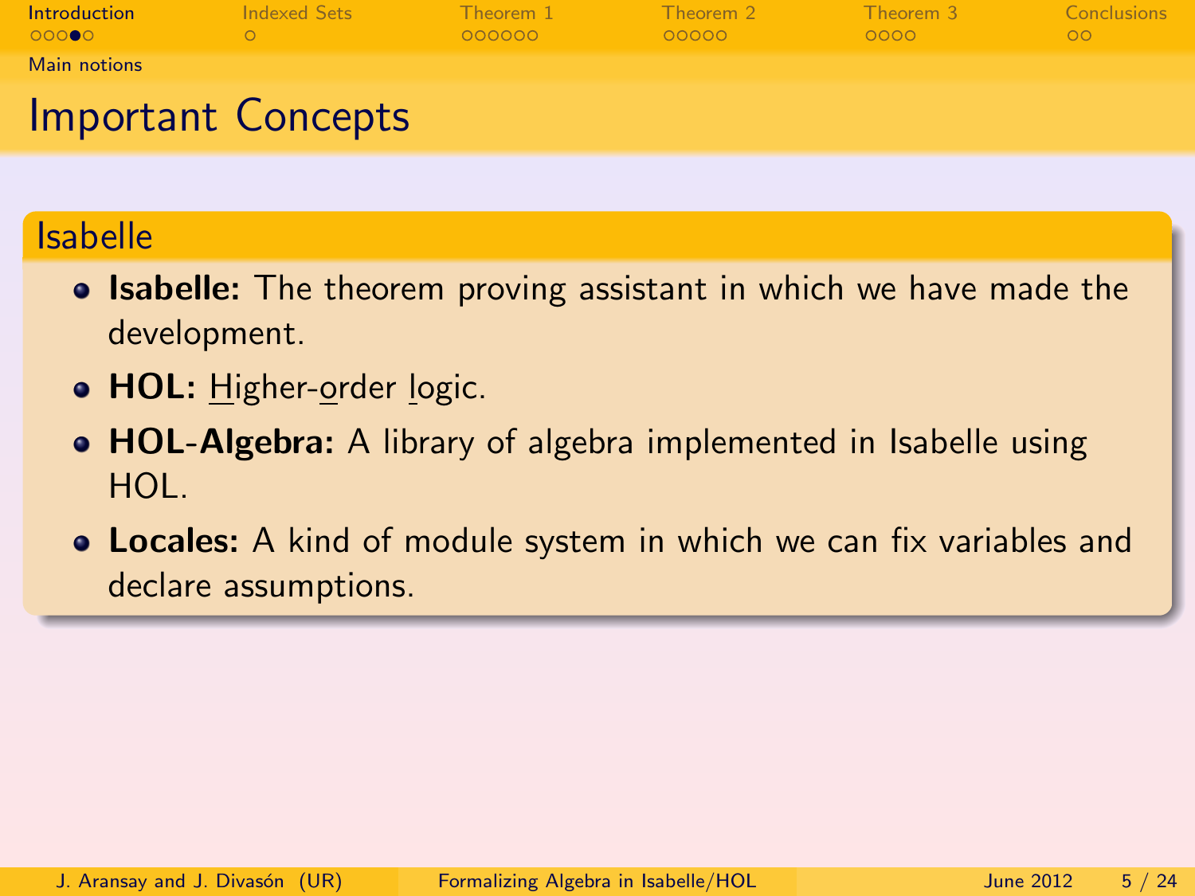# Important Concepts

## Isabelle

- **Isabelle:** The theorem proving assistant in which we have made the development.
- **HOL:** Higher-order logic.
- **HOL-Algebra:** A library of algebra implemented in Isabelle using HOL.
- **Locales:** A kind of module system in which we can fix variables and declare assumptions.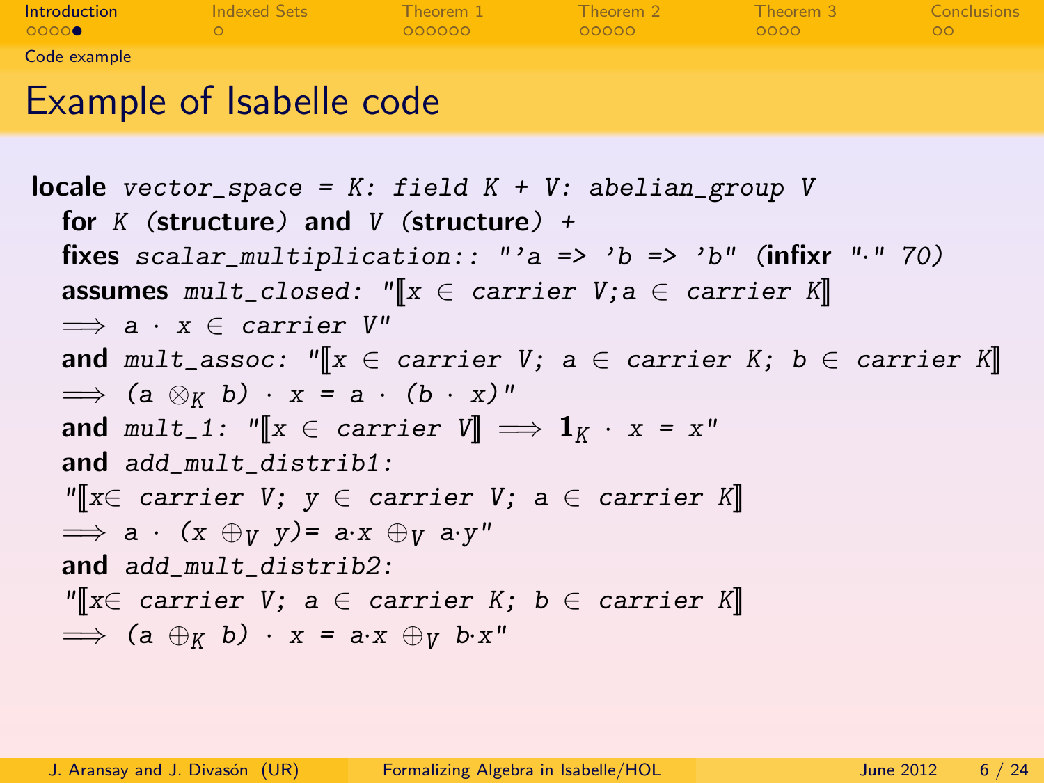## Code example

# Example of Isabelle code

```
locale vector_space = K: field K + V: abelian_group V
  for K (structure) and V (structure) +
  fixes scalar_multiplication:: "'a => 'b => 'b" (infixr "·" 70)
  assumes mult_closed: "⟦x ∈ carrier V;a ∈ carrier K⟧
  ⟹ a · x ∈ carrier V"
  and mult_assoc: "⟦x ∈ carrier V; a ∈ carrier K; b ∈ carrier K⟧
  ⟹ (a ⊗K b) · x = a · (b · x)"
  and mult_1: "⟦x ∈ carrier V⟧ ⟹ 1K · x = x"
  and add_mult_distrib1:
  "⟦x∈ carrier V; y ∈ carrier V; a ∈ carrier K⟧
  ⟹ a · (x ⊕V y)= a·x ⊕V a·y"
  and add_mult_distrib2:
  "⟦x∈ carrier V; a ∈ carrier K; b ∈ carrier K⟧
  ⟹ (a ⊕K b) · x = a·x ⊕V b·x"
```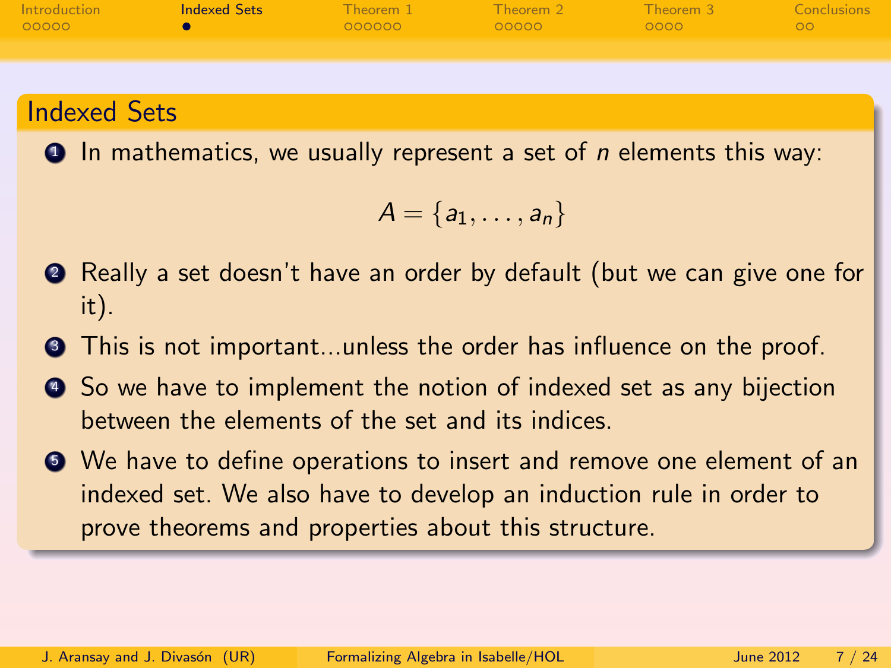## Indexed Sets

1. In mathematics, we usually represent a set of $n$ elements this way:

$$A = \{a_1, \ldots, a_n\}$$

2. Really a set doesn't have an order by default (but we can give one for it).
3. This is not important...unless the order has influence on the proof.
4. So we have to implement the notion of indexed set as any bijection between the elements of the set and its indices.
5. We have to define operations to insert and remove one element of an indexed set. We also have to develop an induction rule in order to prove theorems and properties about this structure.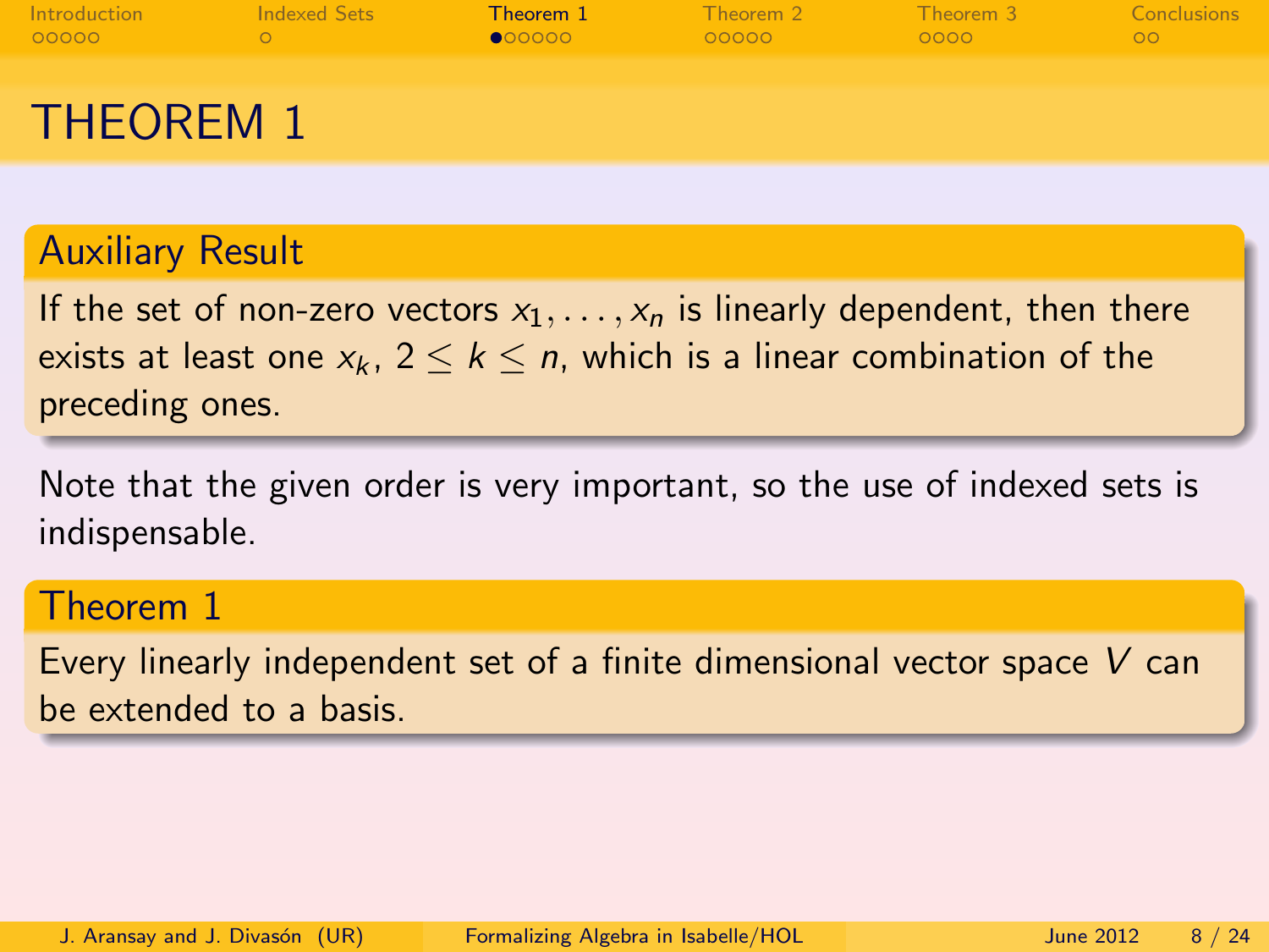# THEOREM 1

### Auxiliary Result

If the set of non-zero vectors $x_1, \ldots, x_n$ is linearly dependent, then there exists at least one $x_k$, $2 \leq k \leq n$, which is a linear combination of the preceding ones.

Note that the given order is very important, so the use of indexed sets is indispensable.

### Theorem 1

Every linearly independent set of a finite dimensional vector space $V$ can be extended to a basis.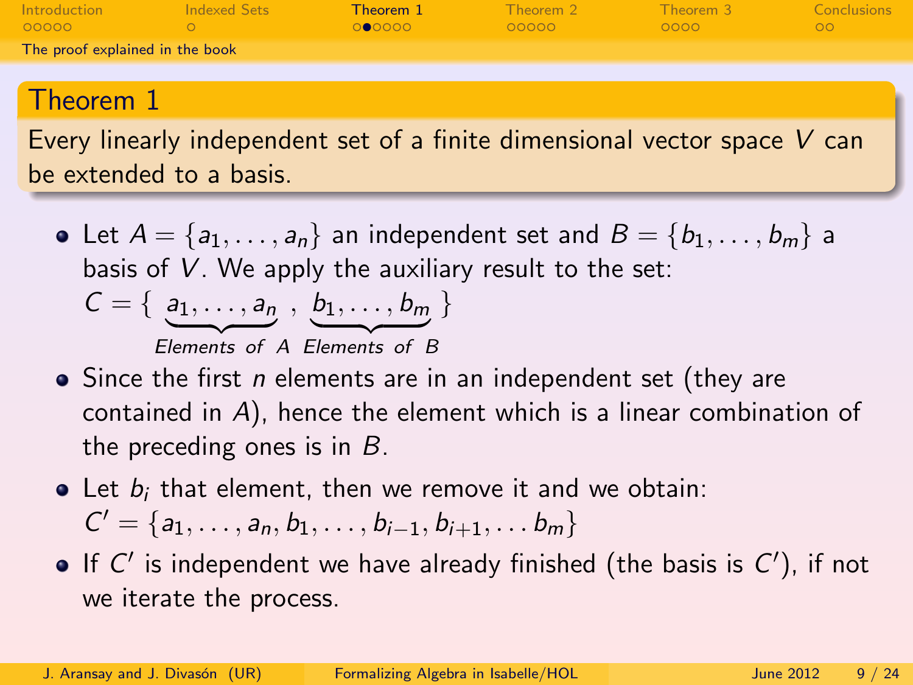## The proof explained in the book

### Theorem 1

Every linearly independent set of a finite dimensional vector space $V$ can be extended to a basis.

- Let $A = \{a_1, \ldots, a_n\}$ an independent set and $B = \{b_1, \ldots, b_m\}$ a basis of $V$. We apply the auxiliary result to the set:
  $$C = \{ \underbrace{a_1, \ldots, a_n}_{\textit{Elements of } A}, \underbrace{b_1, \ldots, b_m}_{\textit{Elements of } B} \}$$
- Since the first $n$ elements are in an independent set (they are contained in $A$), hence the element which is a linear combination of the preceding ones is in $B$.
- Let $b_i$ that element, then we remove it and we obtain:
  $C' = \{a_1, \ldots, a_n, b_1, \ldots, b_{i-1}, b_{i+1}, \ldots b_m\}$
- If $C'$ is independent we have already finished (the basis is $C'$), if not we iterate the process.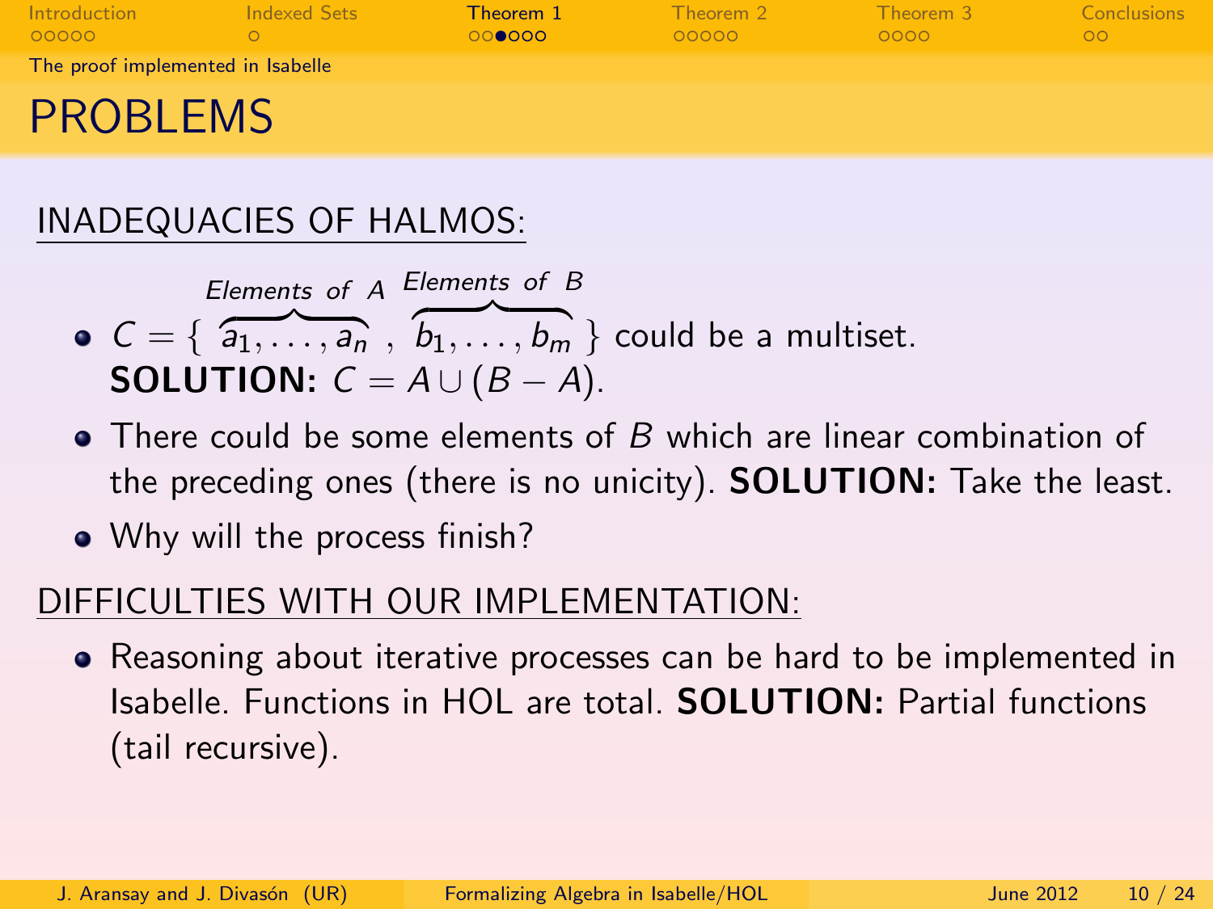The proof implemented in Isabelle

# PROBLEMS

## INADEQUACIES OF HALMOS:

- $C = \{ \overbrace{a_1, \ldots, a_n}^{\textit{Elements of } A}, \overbrace{b_1, \ldots, b_m}^{\textit{Elements of } B} \}$ could be a multiset.
  **SOLUTION:** $C = A \cup (B - A)$.
- There could be some elements of $B$ which are linear combination of the preceding ones (there is no unicity). **SOLUTION:** Take the least.
- Why will the process finish?

## DIFFICULTIES WITH OUR IMPLEMENTATION:

- Reasoning about iterative processes can be hard to be implemented in Isabelle. Functions in HOL are total. **SOLUTION:** Partial functions (tail recursive).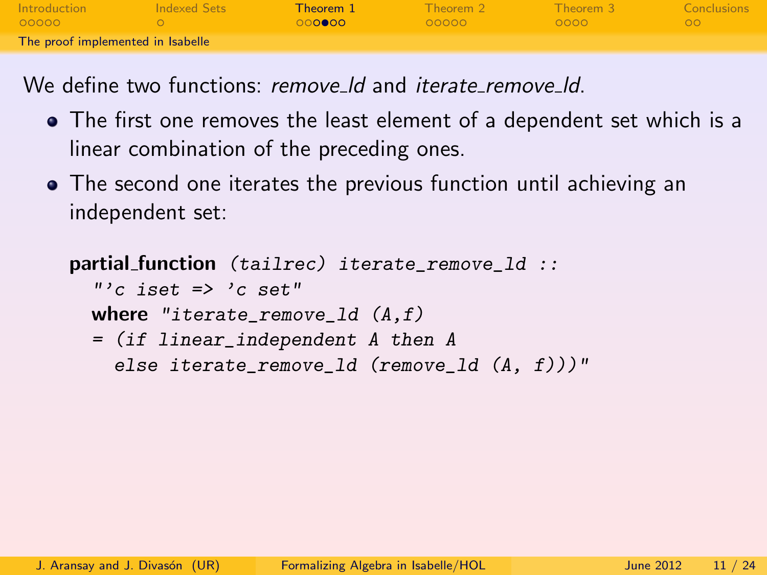## The proof implemented in Isabelle

We define two functions: *remove_ld* and *iterate_remove_ld*.

- The first one removes the least element of a dependent set which is a linear combination of the preceding ones.
- The second one iterates the previous function until achieving an independent set:

```
partial_function (tailrec) iterate_remove_ld ::
  "'c iset => 'c set"
  where "iterate_remove_ld (A,f)
  = (if linear_independent A then A
    else iterate_remove_ld (remove_ld (A, f)))"
```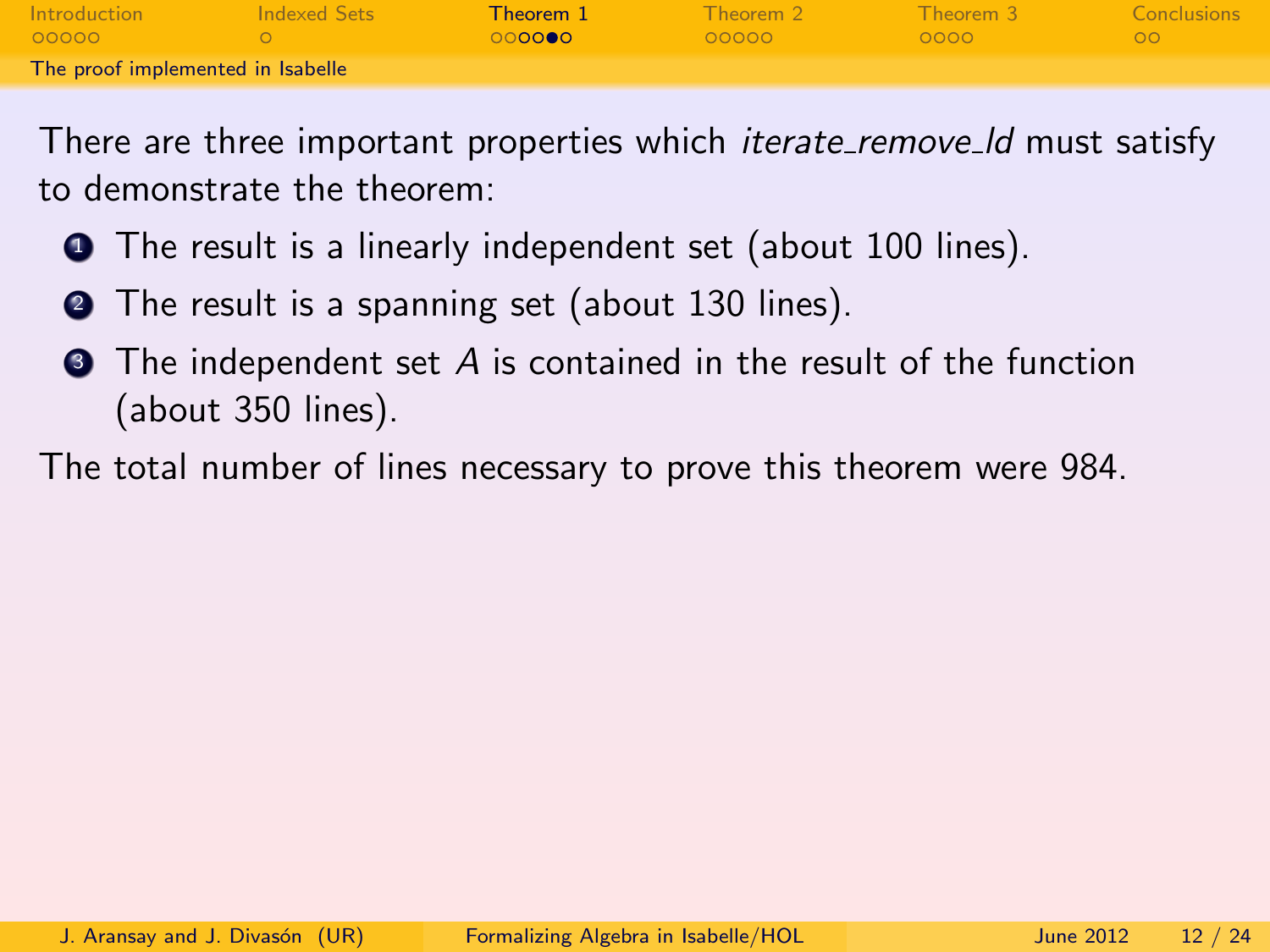## The proof implemented in Isabelle

There are three important properties which *iterate_remove_ld* must satisfy to demonstrate the theorem:

1. The result is a linearly independent set (about 100 lines).
2. The result is a spanning set (about 130 lines).
3. The independent set $A$ is contained in the result of the function (about 350 lines).

The total number of lines necessary to prove this theorem were 984.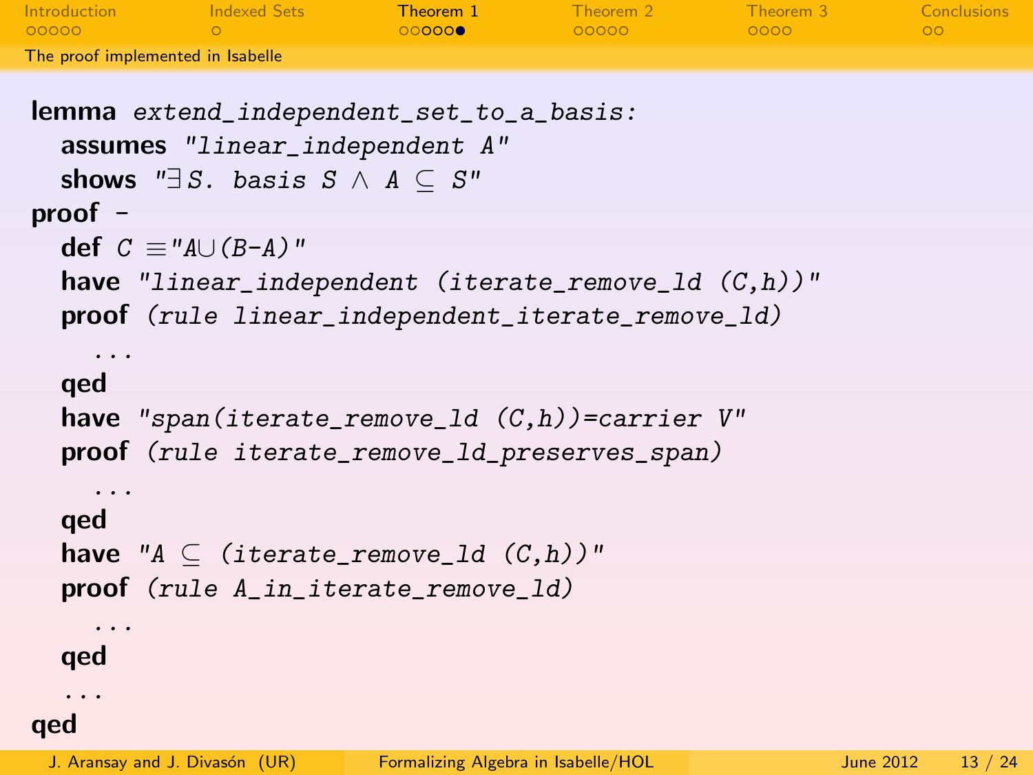## The proof implemented in Isabelle

```
lemma extend_independent_set_to_a_basis:
  assumes "linear_independent A"
  shows "∃S. basis S ∧ A ⊆ S"
proof -
  def C ≡"A∪(B-A)"
  have "linear_independent (iterate_remove_ld (C,h))"
  proof (rule linear_independent_iterate_remove_ld)
    ...
  qed
  have "span(iterate_remove_ld (C,h))=carrier V"
  proof (rule iterate_remove_ld_preserves_span)
    ...
  qed
  have "A ⊆ (iterate_remove_ld (C,h))"
  proof (rule A_in_iterate_remove_ld)
    ...
  qed
  ...
qed
```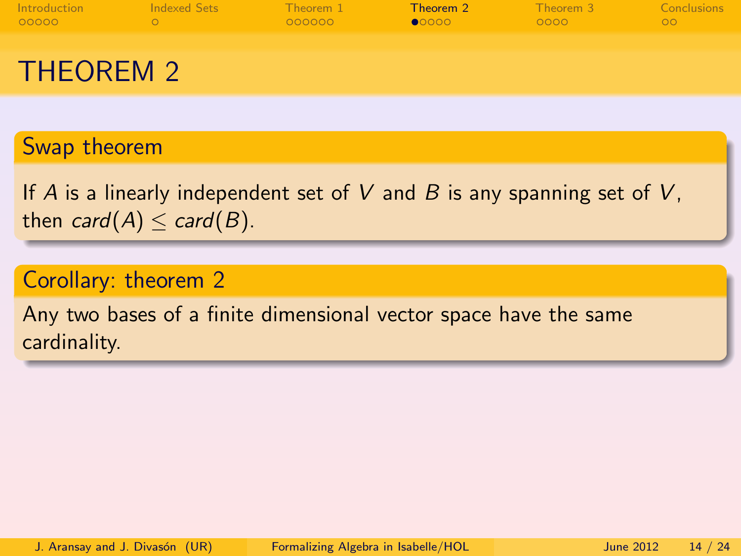# THEOREM 2

## Swap theorem

If $A$ is a linearly independent set of $V$ and $B$ is any spanning set of $V$, then $card(A) \leq card(B)$.

## Corollary: theorem 2

Any two bases of a finite dimensional vector space have the same cardinality.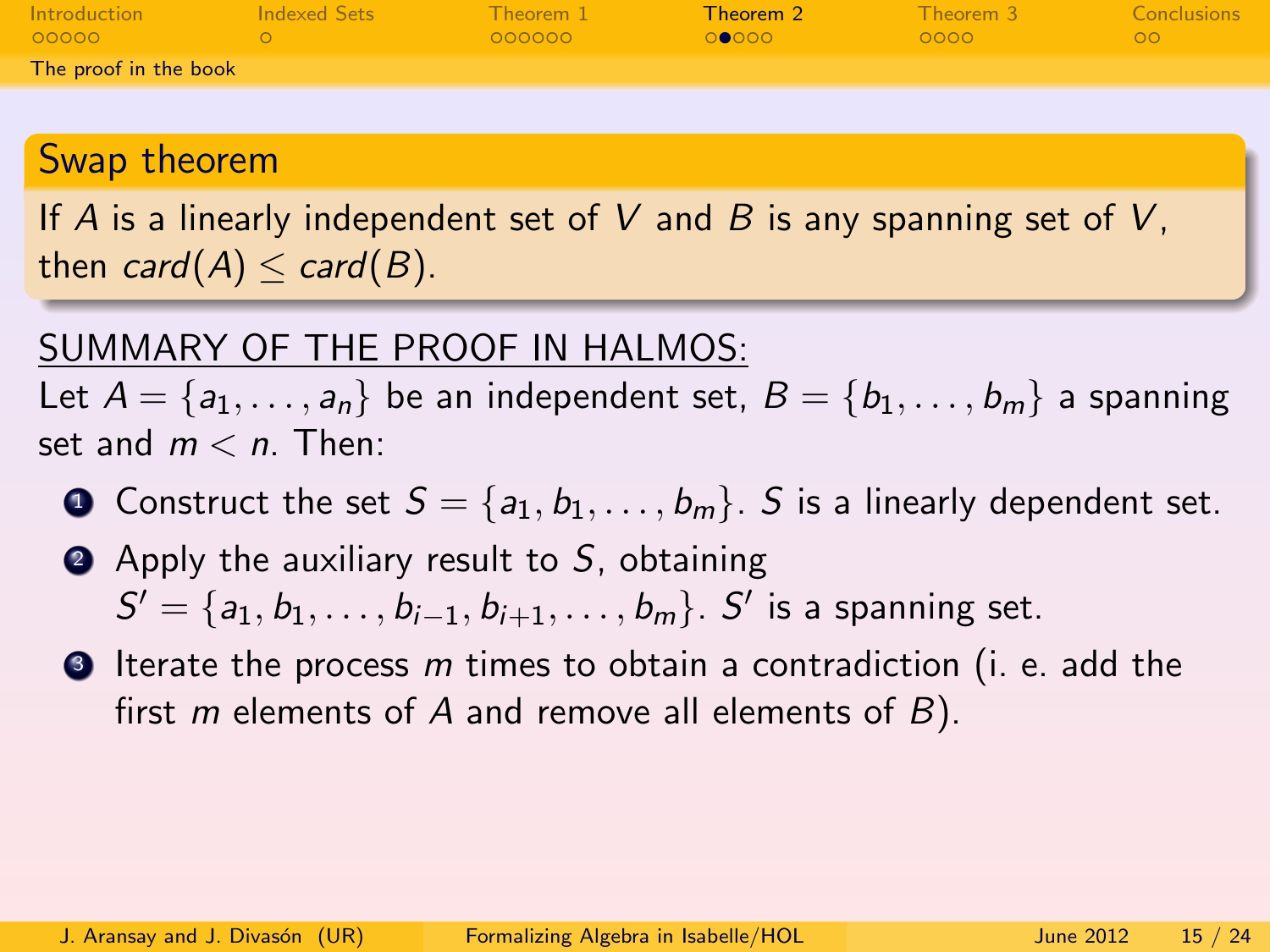## Swap theorem

If $A$ is a linearly independent set of $V$ and $B$ is any spanning set of $V$, then $card(A) \leq card(B)$.

<u>SUMMARY OF THE PROOF IN HALMOS:</u>

Let $A = \{a_1, \ldots, a_n\}$ be an independent set, $B = \{b_1, \ldots, b_m\}$ a spanning set and $m < n$. Then:

1. Construct the set $S = \{a_1, b_1, \ldots, b_m\}$. $S$ is a linearly dependent set.
2. Apply the auxiliary result to $S$, obtaining $S' = \{a_1, b_1, \ldots, b_{i-1}, b_{i+1}, \ldots, b_m\}$. $S'$ is a spanning set.
3. Iterate the process $m$ times to obtain a contradiction (i. e. add the first $m$ elements of $A$ and remove all elements of $B$).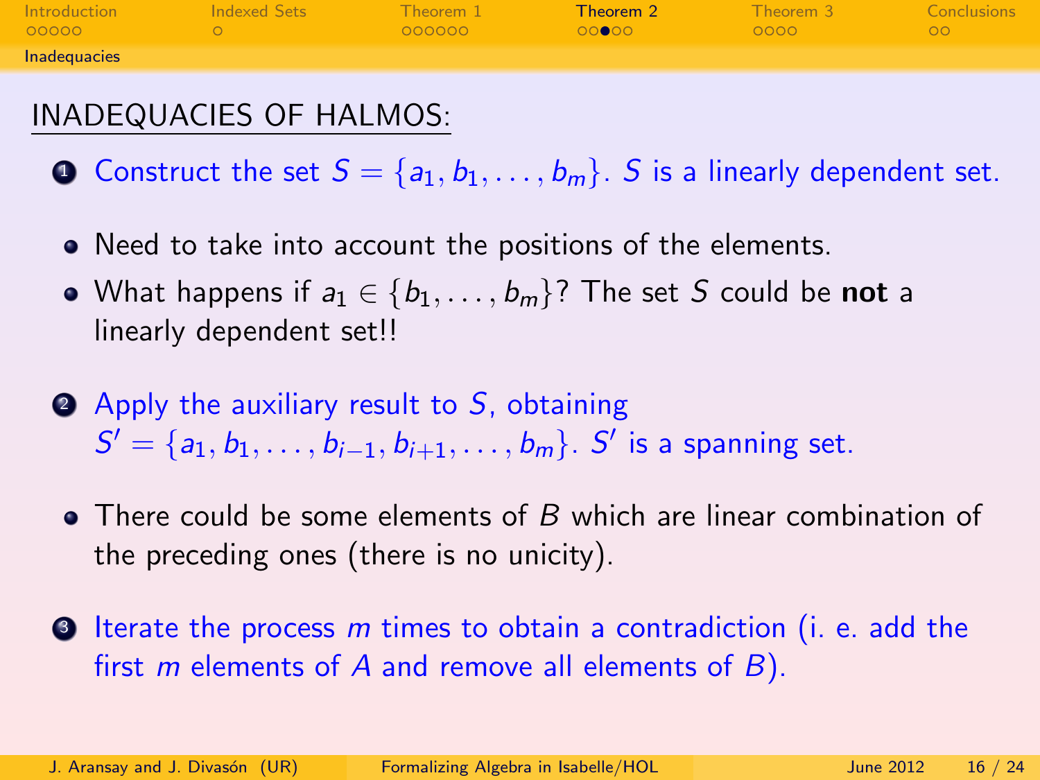## INADEQUACIES OF HALMOS:

1. Construct the set $S = \{a_1, b_1, \dots, b_m\}$. $S$ is a linearly dependent set.
   - Need to take into account the positions of the elements.
   - What happens if $a_1 \in \{b_1, \dots, b_m\}$? The set $S$ could be **not** a linearly dependent set!!
2. Apply the auxiliary result to $S$, obtaining $S' = \{a_1, b_1, \dots, b_{i-1}, b_{i+1}, \dots, b_m\}$. $S'$ is a spanning set.
   - There could be some elements of $B$ which are linear combination of the preceding ones (there is no unicity).
3. Iterate the process $m$ times to obtain a contradiction (i. e. add the first $m$ elements of $A$ and remove all elements of $B$).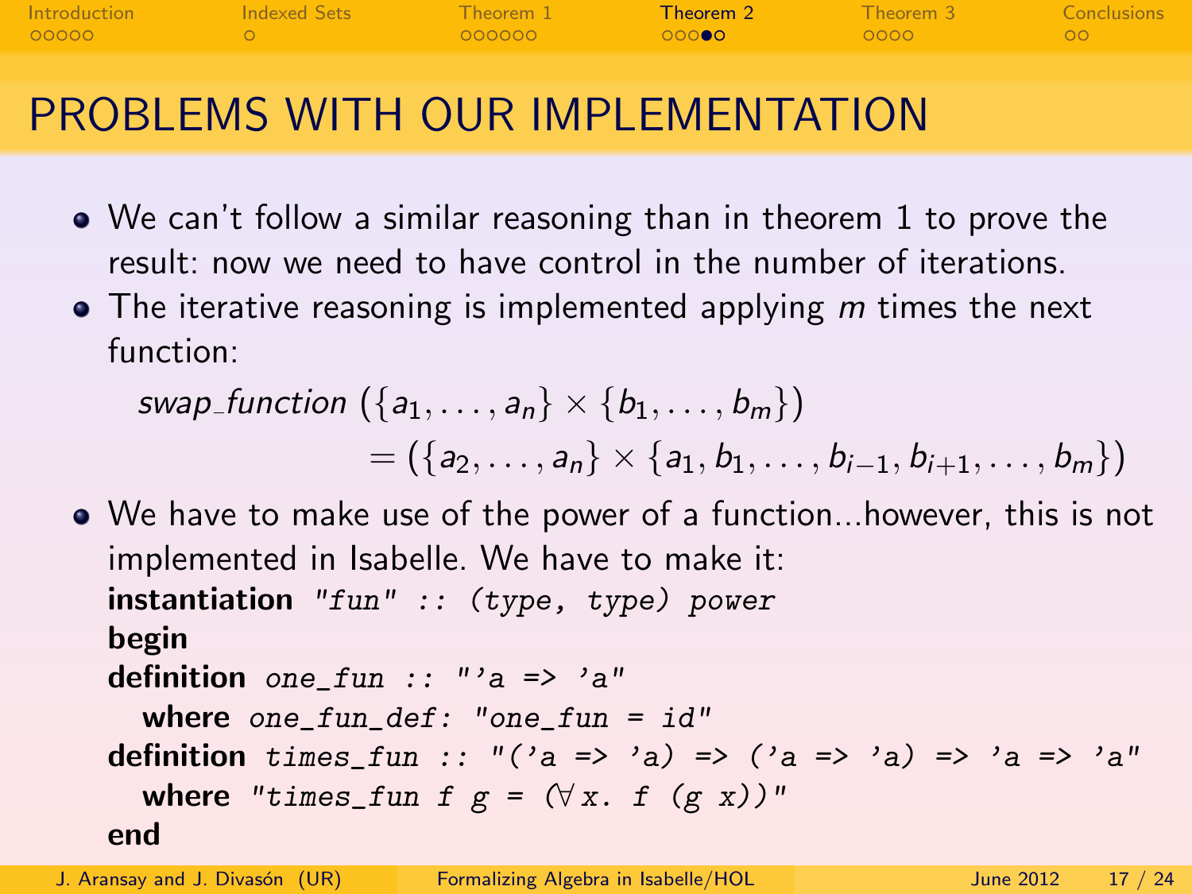# PROBLEMS WITH OUR IMPLEMENTATION

- We can't follow a similar reasoning than in theorem 1 to prove the result: now we need to have control in the number of iterations.
- The iterative reasoning is implemented applying $m$ times the next function:

$$swap\_function\ (\{a_1, \ldots, a_n\} \times \{b_1, \ldots, b_m\}) \\ = (\{a_2, \ldots, a_n\} \times \{a_1, b_1, \ldots, b_{i-1}, b_{i+1}, \ldots, b_m\})$$

- We have to make use of the power of a function...however, this is not implemented in Isabelle. We have to make it:

```
instantiation "fun" :: (type, type) power
begin
definition one_fun :: "'a => 'a"
  where one_fun_def: "one_fun = id"
definition times_fun :: "('a => 'a) => ('a => 'a) => 'a => 'a"
  where "times_fun f g = (∀ x. f (g x))"
end
```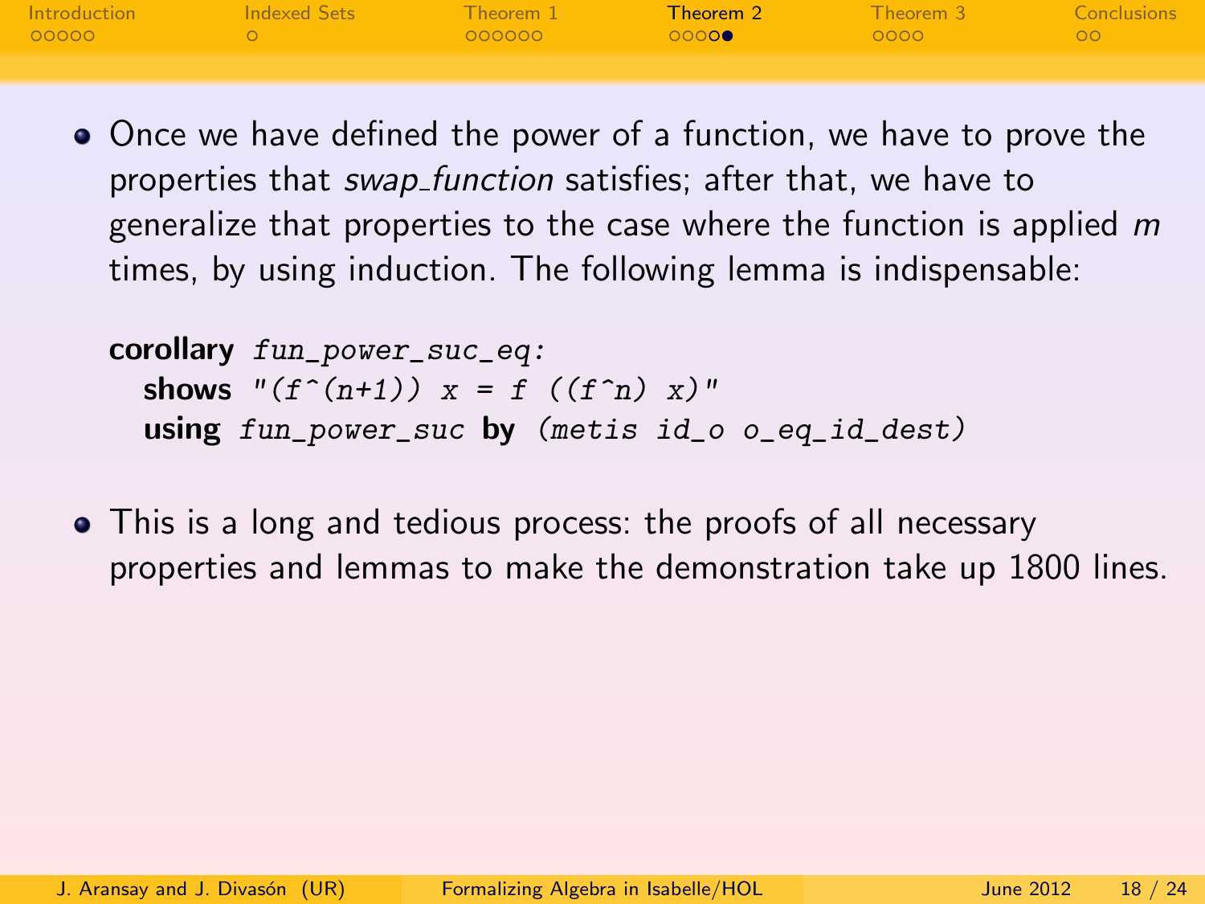- Once we have defined the power of a function, we have to prove the properties that *swap_function* satisfies; after that, we have to generalize that properties to the case where the function is applied *m* times, by using induction. The following lemma is indispensable:

```
corollary fun_power_suc_eq:
  shows "(f^(n+1)) x = f ((f^n) x)"
  using fun_power_suc by (metis id_o o_eq_id_dest)
```

- This is a long and tedious process: the proofs of all necessary properties and lemmas to make the demonstration take up 1800 lines.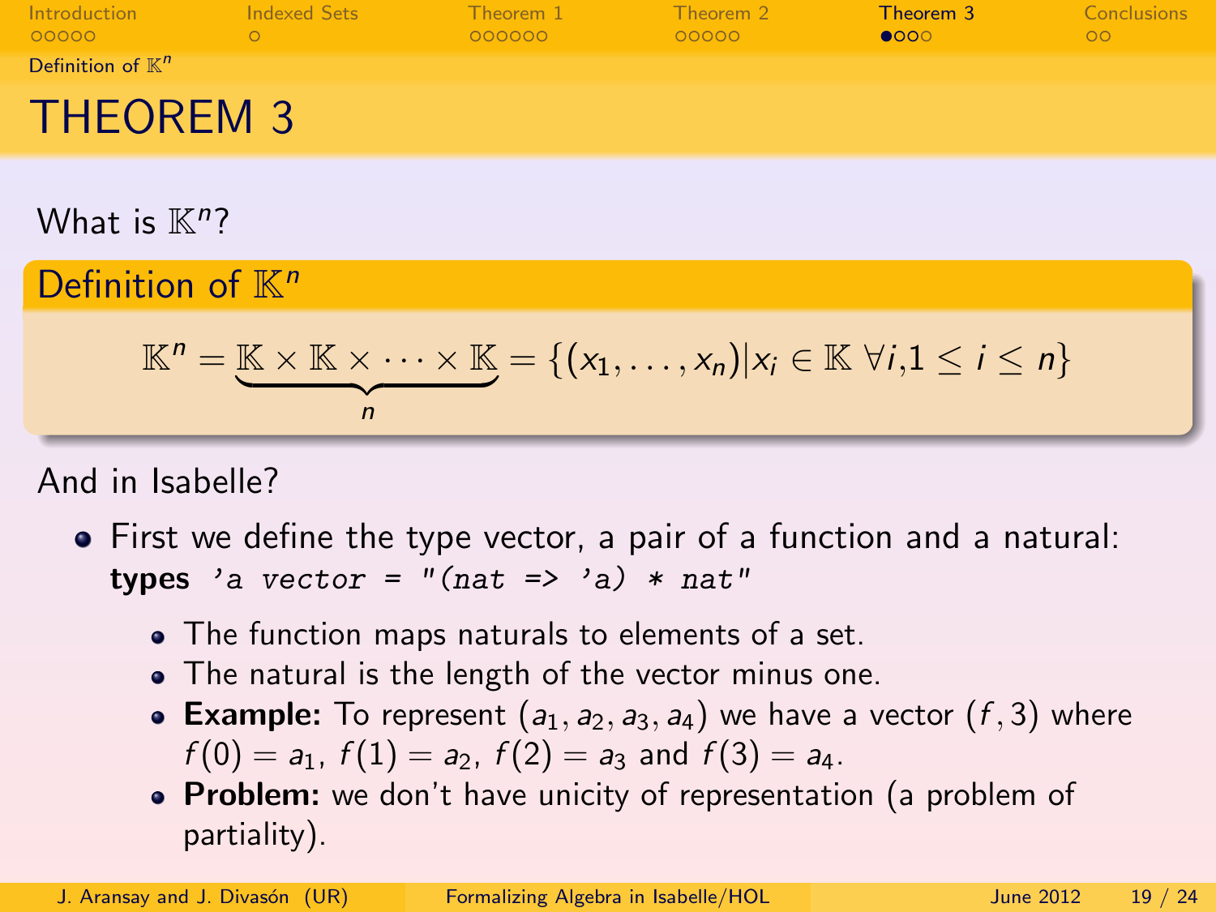# THEOREM 3

What is $\mathbb{K}^n$?

## Definition of $\mathbb{K}^n$

$$\mathbb{K}^n = \underbrace{\mathbb{K} \times \mathbb{K} \times \cdots \times \mathbb{K}}_{n} = \{(x_1, \ldots, x_n) | x_i \in \mathbb{K} \; \forall i, 1 \leq i \leq n\}$$

And in Isabelle?

- First we define the type vector, a pair of a function and a natural:
  **types** *'a vector = "(nat => 'a) * nat"*
  - The function maps naturals to elements of a set.
  - The natural is the length of the vector minus one.
  - **Example:** To represent $(a_1, a_2, a_3, a_4)$ we have a vector $(f, 3)$ where $f(0) = a_1$, $f(1) = a_2$, $f(2) = a_3$ and $f(3) = a_4$.
  - **Problem:** we don't have unicity of representation (a problem of partiality).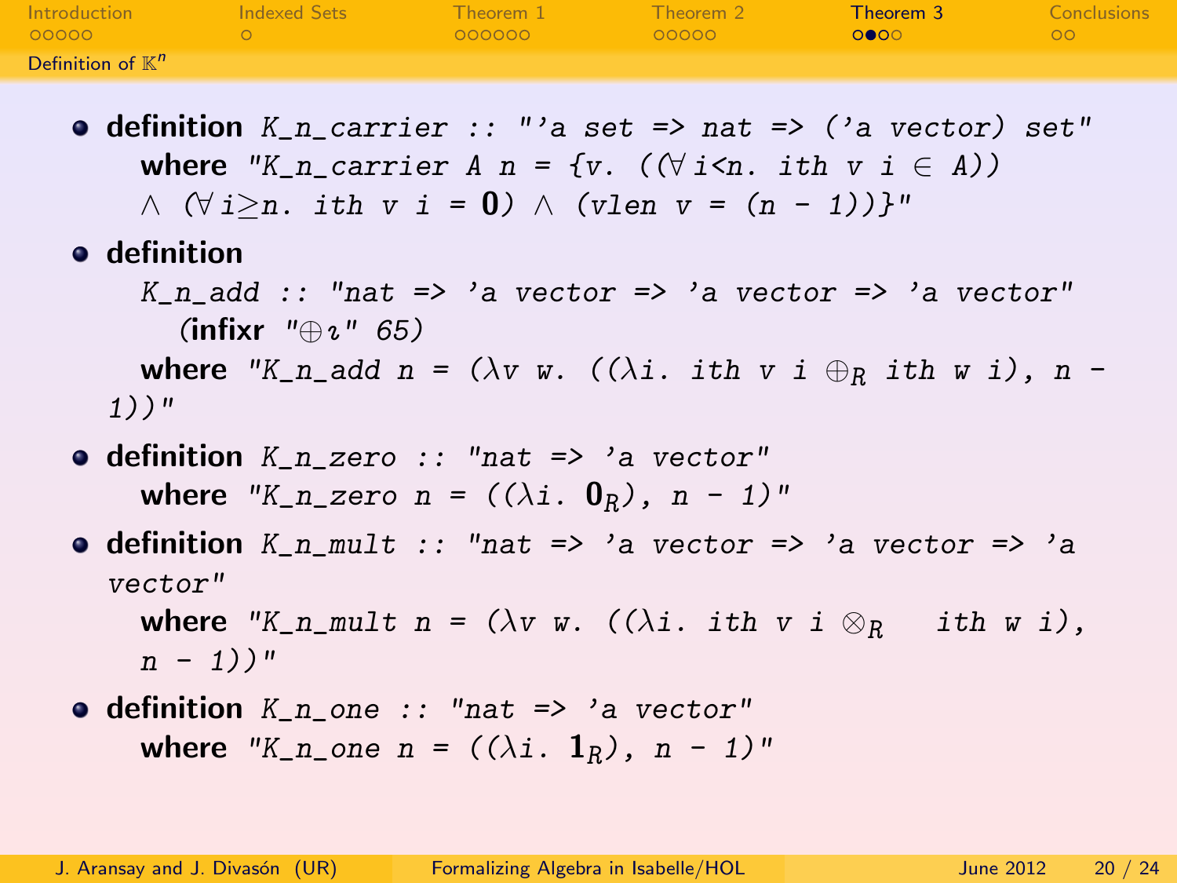## Definition of $\mathbb{K}^n$

- **definition** *K_n_carrier :: "'a set => nat => ('a vector) set"*
  **where** *"K_n_carrier A n = {v. ((∀ i<n. ith v i ∈ A)) ∧ (∀ i≥n. ith v i =* **0***) ∧ (vlen v = (n - 1))}"*
- **definition**
  *K_n_add :: "nat => 'a vector => 'a vector => 'a vector"*
  **(infixr** *"⊕ı" 65)*
  **where** *"K_n_add n = (λv w. ((λi. ith v i* $\oplus_R$ *ith w i), n - 1))"*
- **definition** *K_n_zero :: "nat => 'a vector"*
  **where** *"K_n_zero n = ((λi.* $\mathbf{0}_R$*), n - 1)"*
- **definition** *K_n_mult :: "nat => 'a vector => 'a vector => 'a vector"*
  **where** *"K_n_mult n = (λv w. ((λi. ith v i* $\otimes_R$ *ith w i), n - 1))"*
- **definition** *K_n_one :: "nat => 'a vector"*
  **where** *"K_n_one n = ((λi.* $\mathbf{1}_R$*), n - 1)"*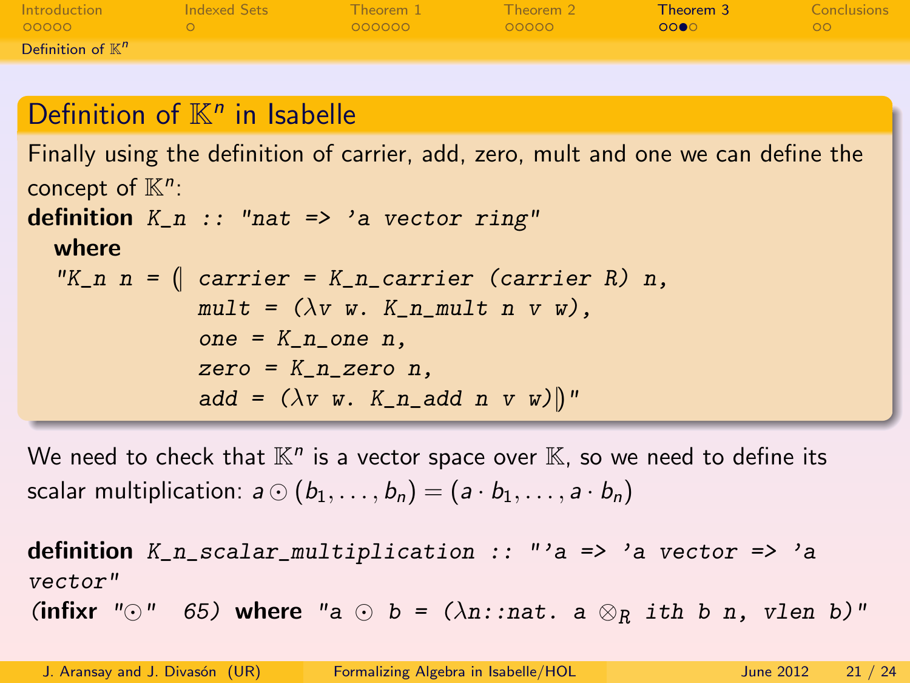## Definition of $\mathbb{K}^n$ in Isabelle

Finally using the definition of carrier, add, zero, mult and one we can define the concept of $\mathbb{K}^n$:

```
definition K_n :: "nat => 'a vector ring"
  where
  "K_n n = (| carrier = K_n_carrier (carrier R) n,
              mult = (λv w. K_n_mult n v w),
              one = K_n_one n,
              zero = K_n_zero n,
              add = (λv w. K_n_add n v w)|)"
```

We need to check that $\mathbb{K}^n$ is a vector space over $\mathbb{K}$, so we need to define its scalar multiplication: $a \odot (b_1, \ldots, b_n) = (a \cdot b_1, \ldots, a \cdot b_n)$

```
definition K_n_scalar_multiplication :: "'a => 'a vector => 'a vector"
(infixr "⊙" 65) where "a ⊙ b = (λn::nat. a ⊗R ith b n, vlen b)"
```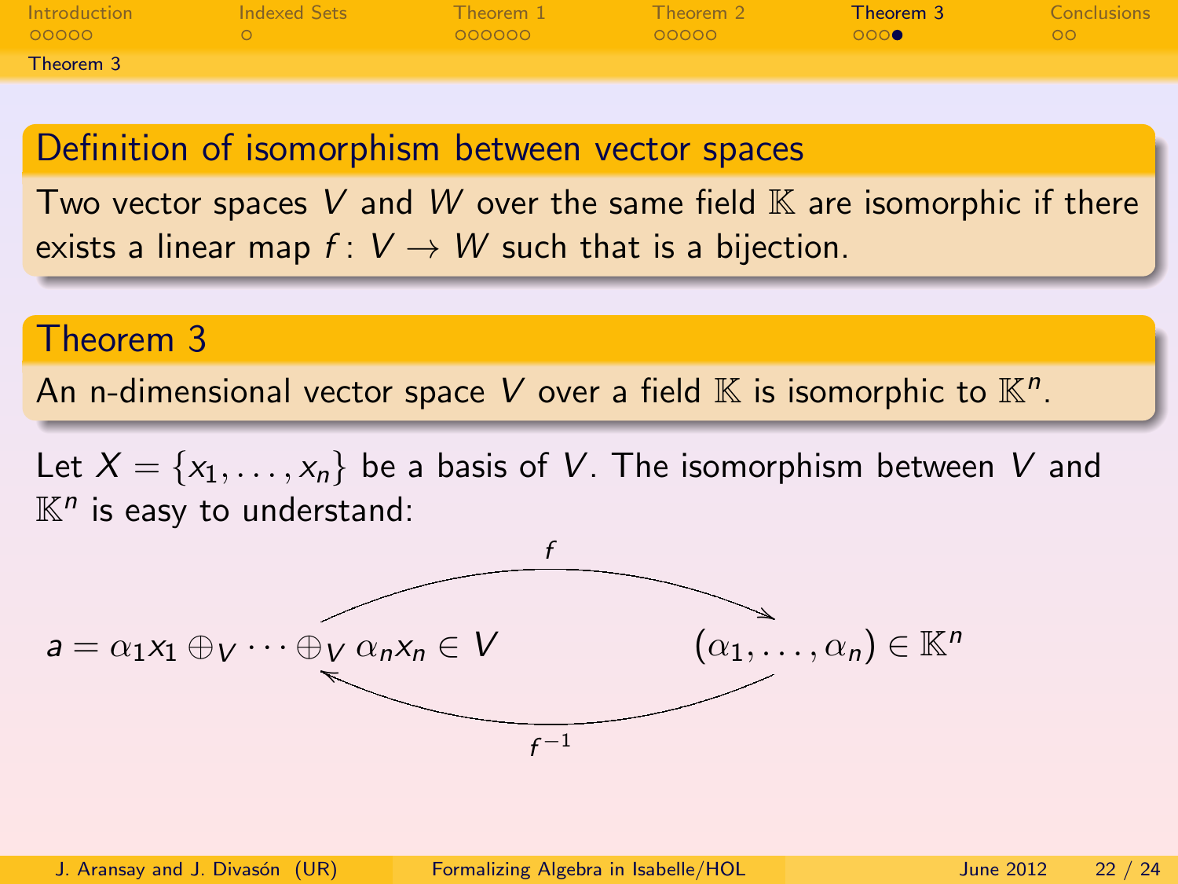## Definition of isomorphism between vector spaces

Two vector spaces $V$ and $W$ over the same field $\mathbb{K}$ are isomorphic if there exists a linear map $f\colon V \rightarrow W$ such that is a bijection.

## Theorem 3

An n-dimensional vector space $V$ over a field $\mathbb{K}$ is isomorphic to $\mathbb{K}^n$.

Let $X = \{x_1, \ldots, x_n\}$ be a basis of $V$. The isomorphism between $V$ and $\mathbb{K}^n$ is easy to understand:

$$a = \alpha_1 x_1 \oplus_V \cdots \oplus_V \alpha_n x_n \in V \quad \underset{f^{-1}}{\overset{f}{\rightleftarrows}} \quad (\alpha_1, \ldots, \alpha_n) \in \mathbb{K}^n$$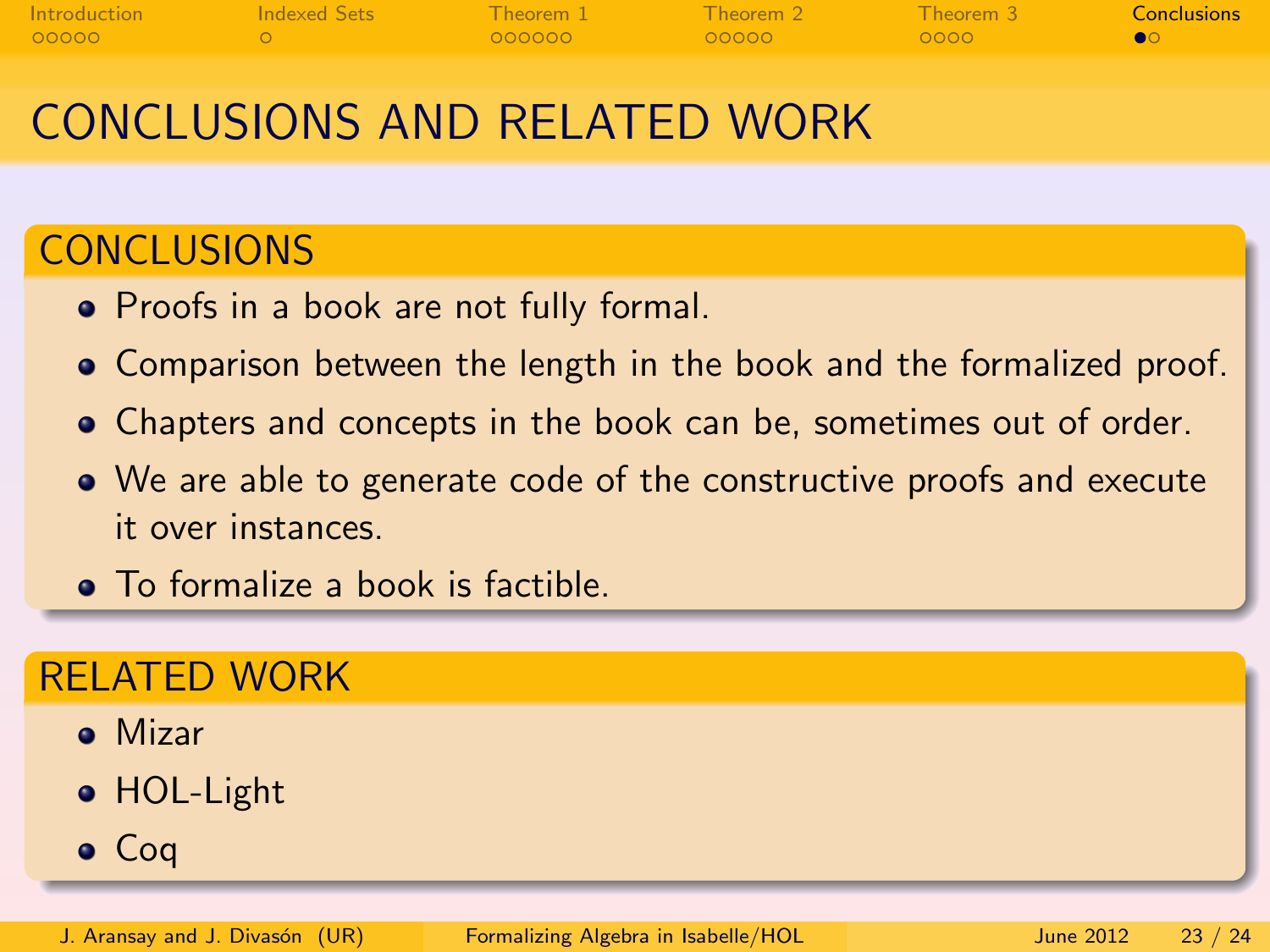# CONCLUSIONS AND RELATED WORK

## CONCLUSIONS

- Proofs in a book are not fully formal.
- Comparison between the length in the book and the formalized proof.
- Chapters and concepts in the book can be, sometimes out of order.
- We are able to generate code of the constructive proofs and execute it over instances.
- To formalize a book is factible.

## RELATED WORK

- Mizar
- HOL-Light
- Coq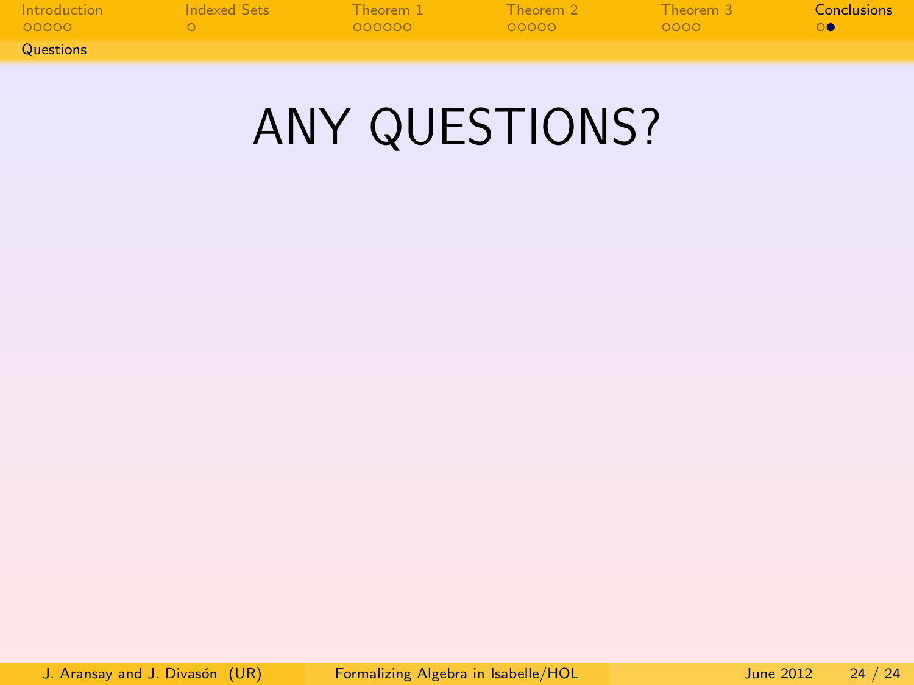# ANY QUESTIONS?